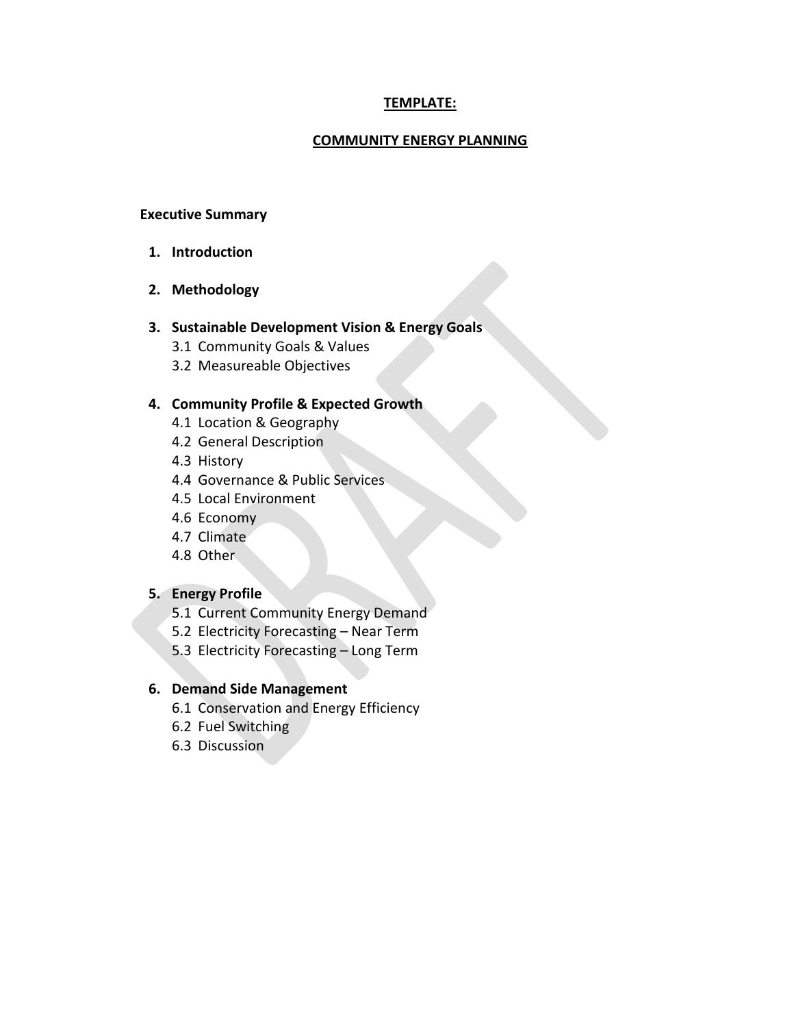**TEMPLATE:**

**COMMUNITY ENERGY PLANNING**

**Executive Summary**

1. **Introduction**

2. **Methodology**

3. **Sustainable Development Vision & Energy Goals**
   - 3.1 Community Goals & Values
   - 3.2 Measureable Objectives

4. **Community Profile & Expected Growth**
   - 4.1 Location & Geography
   - 4.2 General Description
   - 4.3 History
   - 4.4 Governance & Public Services
   - 4.5 Local Environment
   - 4.6 Economy
   - 4.7 Climate
   - 4.8 Other

5. **Energy Profile**
   - 5.1 Current Community Energy Demand
   - 5.2 Electricity Forecasting – Near Term
   - 5.3 Electricity Forecasting – Long Term

6. **Demand Side Management**
   - 6.1 Conservation and Energy Efficiency
   - 6.2 Fuel Switching
   - 6.3 Discussion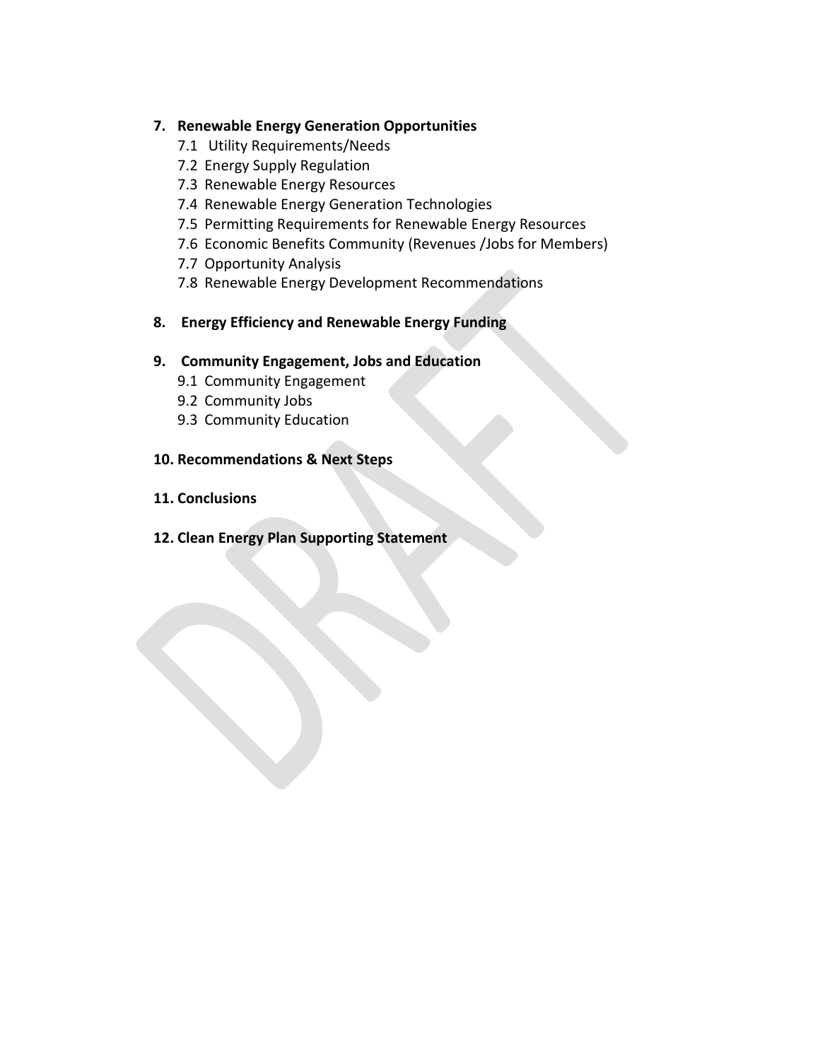**7. Renewable Energy Generation Opportunities**

- 7.1 Utility Requirements/Needs
- 7.2 Energy Supply Regulation
- 7.3 Renewable Energy Resources
- 7.4 Renewable Energy Generation Technologies
- 7.5 Permitting Requirements for Renewable Energy Resources
- 7.6 Economic Benefits Community (Revenues /Jobs for Members)
- 7.7 Opportunity Analysis
- 7.8 Renewable Energy Development Recommendations

**8. Energy Efficiency and Renewable Energy Funding**

**9. Community Engagement, Jobs and Education**

- 9.1 Community Engagement
- 9.2 Community Jobs
- 9.3 Community Education

**10. Recommendations & Next Steps**

**11. Conclusions**

**12. Clean Energy Plan Supporting Statement**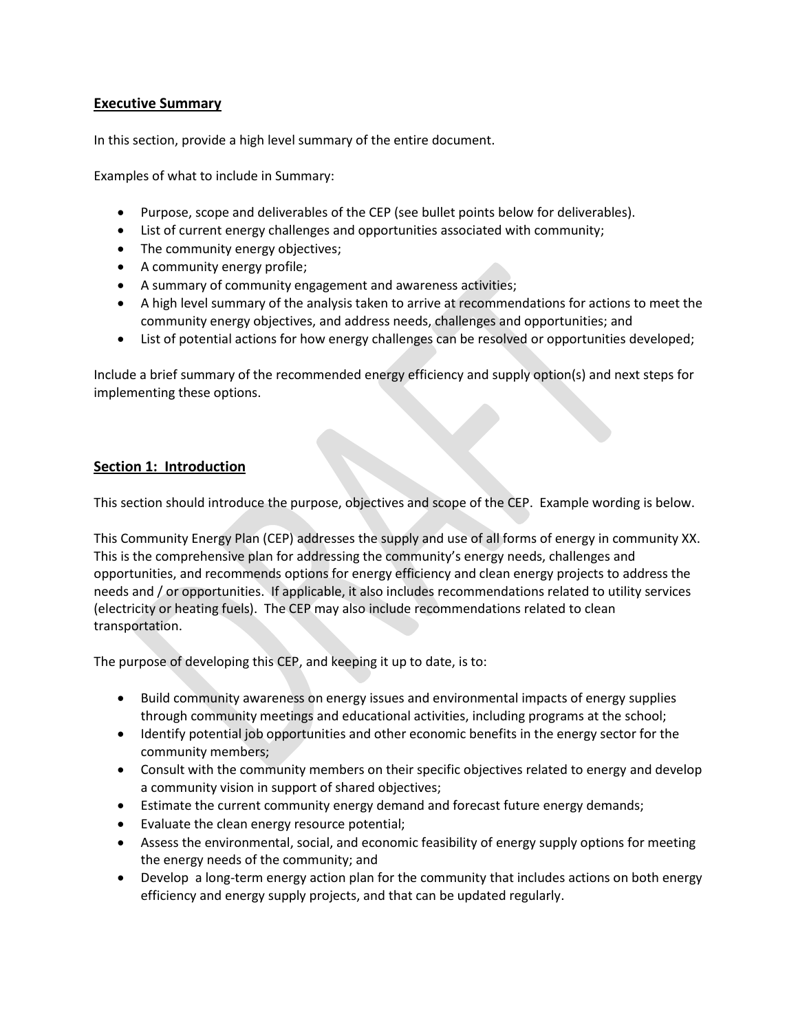## Executive Summary

In this section, provide a high level summary of the entire document.

Examples of what to include in Summary:

- Purpose, scope and deliverables of the CEP (see bullet points below for deliverables).
- List of current energy challenges and opportunities associated with community;
- The community energy objectives;
- A community energy profile;
- A summary of community engagement and awareness activities;
- A high level summary of the analysis taken to arrive at recommendations for actions to meet the community energy objectives, and address needs, challenges and opportunities; and
- List of potential actions for how energy challenges can be resolved or opportunities developed;

Include a brief summary of the recommended energy efficiency and supply option(s) and next steps for implementing these options.

## Section 1: Introduction

This section should introduce the purpose, objectives and scope of the CEP. Example wording is below.

This Community Energy Plan (CEP) addresses the supply and use of all forms of energy in community XX. This is the comprehensive plan for addressing the community's energy needs, challenges and opportunities, and recommends options for energy efficiency and clean energy projects to address the needs and / or opportunities. If applicable, it also includes recommendations related to utility services (electricity or heating fuels). The CEP may also include recommendations related to clean transportation.

The purpose of developing this CEP, and keeping it up to date, is to:

- Build community awareness on energy issues and environmental impacts of energy supplies through community meetings and educational activities, including programs at the school;
- Identify potential job opportunities and other economic benefits in the energy sector for the community members;
- Consult with the community members on their specific objectives related to energy and develop a community vision in support of shared objectives;
- Estimate the current community energy demand and forecast future energy demands;
- Evaluate the clean energy resource potential;
- Assess the environmental, social, and economic feasibility of energy supply options for meeting the energy needs of the community; and
- Develop a long-term energy action plan for the community that includes actions on both energy efficiency and energy supply projects, and that can be updated regularly.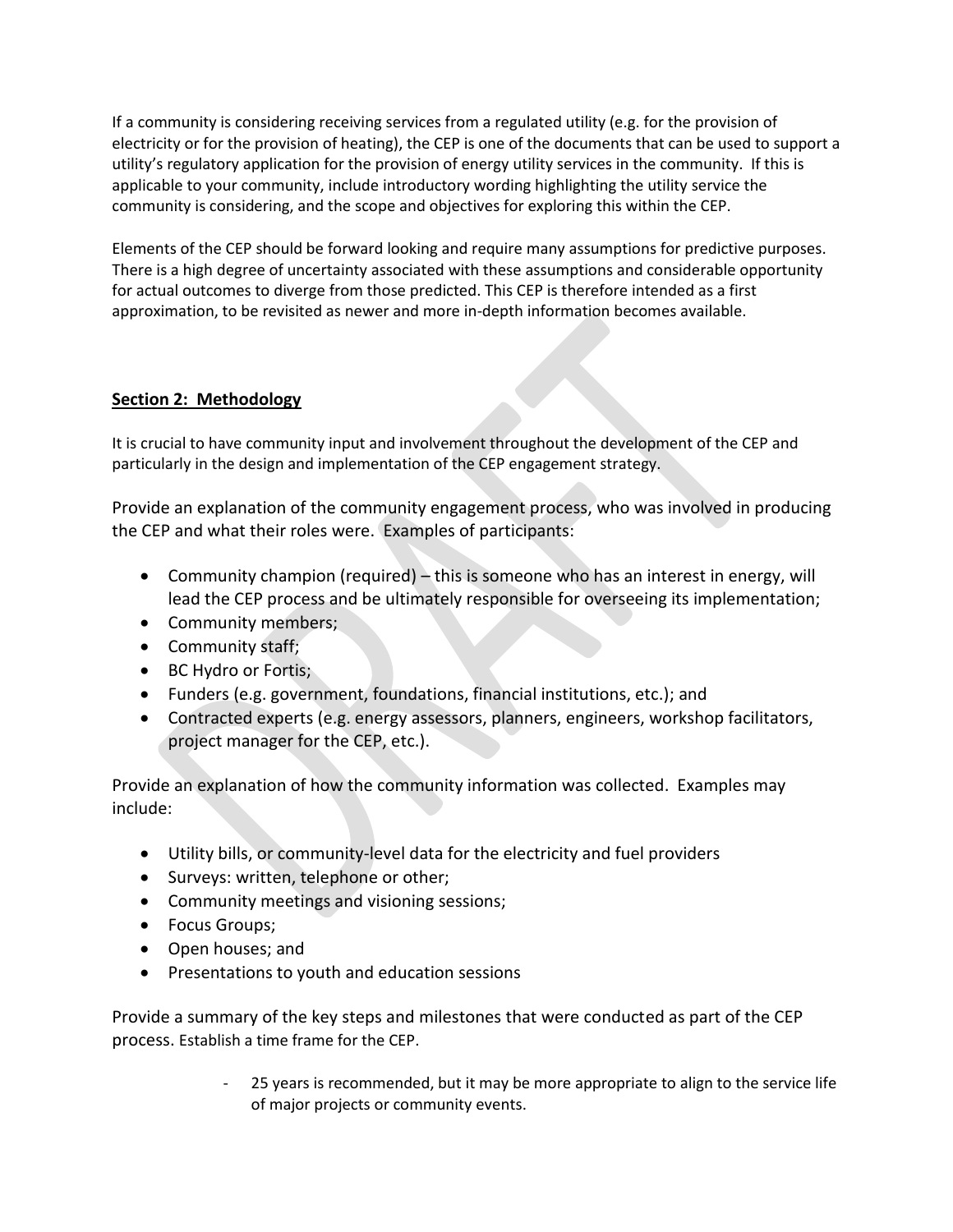If a community is considering receiving services from a regulated utility (e.g. for the provision of electricity or for the provision of heating), the CEP is one of the documents that can be used to support a utility's regulatory application for the provision of energy utility services in the community. If this is applicable to your community, include introductory wording highlighting the utility service the community is considering, and the scope and objectives for exploring this within the CEP.

Elements of the CEP should be forward looking and require many assumptions for predictive purposes. There is a high degree of uncertainty associated with these assumptions and considerable opportunity for actual outcomes to diverge from those predicted. This CEP is therefore intended as a first approximation, to be revisited as newer and more in-depth information becomes available.

## Section 2: Methodology

It is crucial to have community input and involvement throughout the development of the CEP and particularly in the design and implementation of the CEP engagement strategy.

Provide an explanation of the community engagement process, who was involved in producing the CEP and what their roles were. Examples of participants:

- Community champion (required) – this is someone who has an interest in energy, will lead the CEP process and be ultimately responsible for overseeing its implementation;
- Community members;
- Community staff;
- BC Hydro or Fortis;
- Funders (e.g. government, foundations, financial institutions, etc.); and
- Contracted experts (e.g. energy assessors, planners, engineers, workshop facilitators, project manager for the CEP, etc.).

Provide an explanation of how the community information was collected. Examples may include:

- Utility bills, or community-level data for the electricity and fuel providers
- Surveys: written, telephone or other;
- Community meetings and visioning sessions;
- Focus Groups;
- Open houses; and
- Presentations to youth and education sessions

Provide a summary of the key steps and milestones that were conducted as part of the CEP process. Establish a time frame for the CEP.

- 25 years is recommended, but it may be more appropriate to align to the service life of major projects or community events.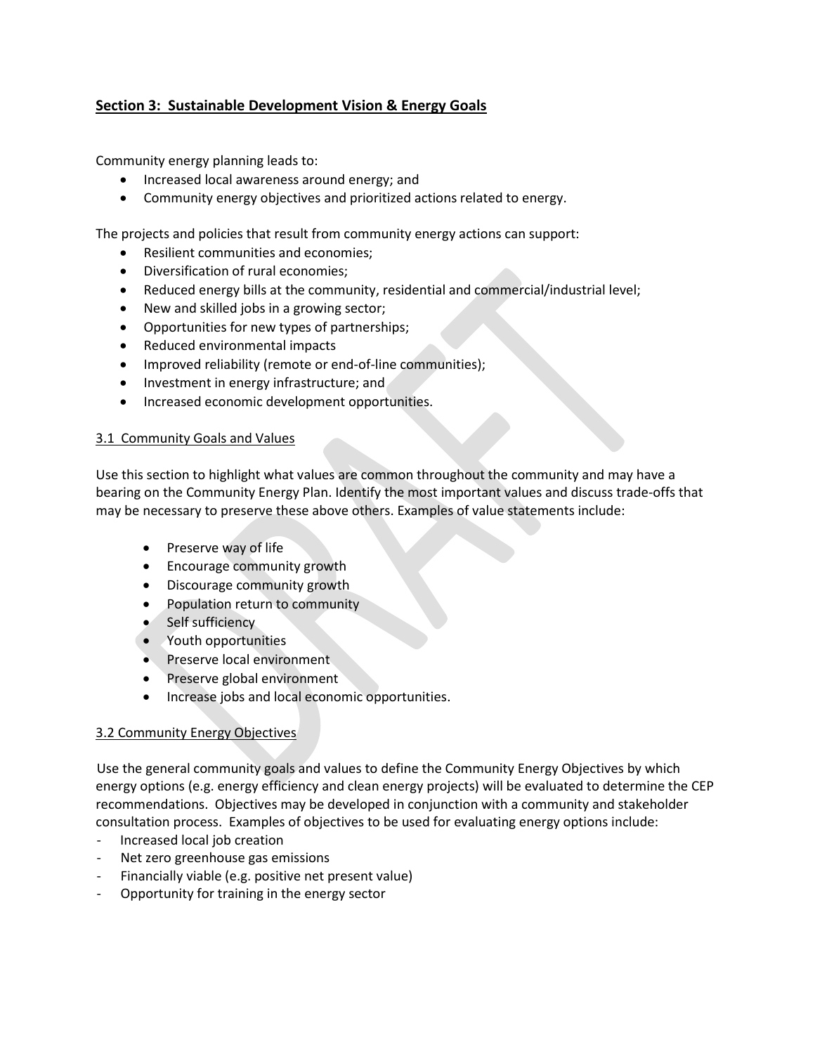## Section 3: Sustainable Development Vision & Energy Goals

Community energy planning leads to:

- Increased local awareness around energy; and
- Community energy objectives and prioritized actions related to energy.

The projects and policies that result from community energy actions can support:

- Resilient communities and economies;
- Diversification of rural economies;
- Reduced energy bills at the community, residential and commercial/industrial level;
- New and skilled jobs in a growing sector;
- Opportunities for new types of partnerships;
- Reduced environmental impacts
- Improved reliability (remote or end-of-line communities);
- Investment in energy infrastructure; and
- Increased economic development opportunities.

### 3.1 Community Goals and Values

Use this section to highlight what values are common throughout the community and may have a bearing on the Community Energy Plan. Identify the most important values and discuss trade-offs that may be necessary to preserve these above others. Examples of value statements include:

- Preserve way of life
- Encourage community growth
- Discourage community growth
- Population return to community
- Self sufficiency
- Youth opportunities
- Preserve local environment
- Preserve global environment
- Increase jobs and local economic opportunities.

### 3.2 Community Energy Objectives

Use the general community goals and values to define the Community Energy Objectives by which energy options (e.g. energy efficiency and clean energy projects) will be evaluated to determine the CEP recommendations. Objectives may be developed in conjunction with a community and stakeholder consultation process. Examples of objectives to be used for evaluating energy options include:

- Increased local job creation
- Net zero greenhouse gas emissions
- Financially viable (e.g. positive net present value)
- Opportunity for training in the energy sector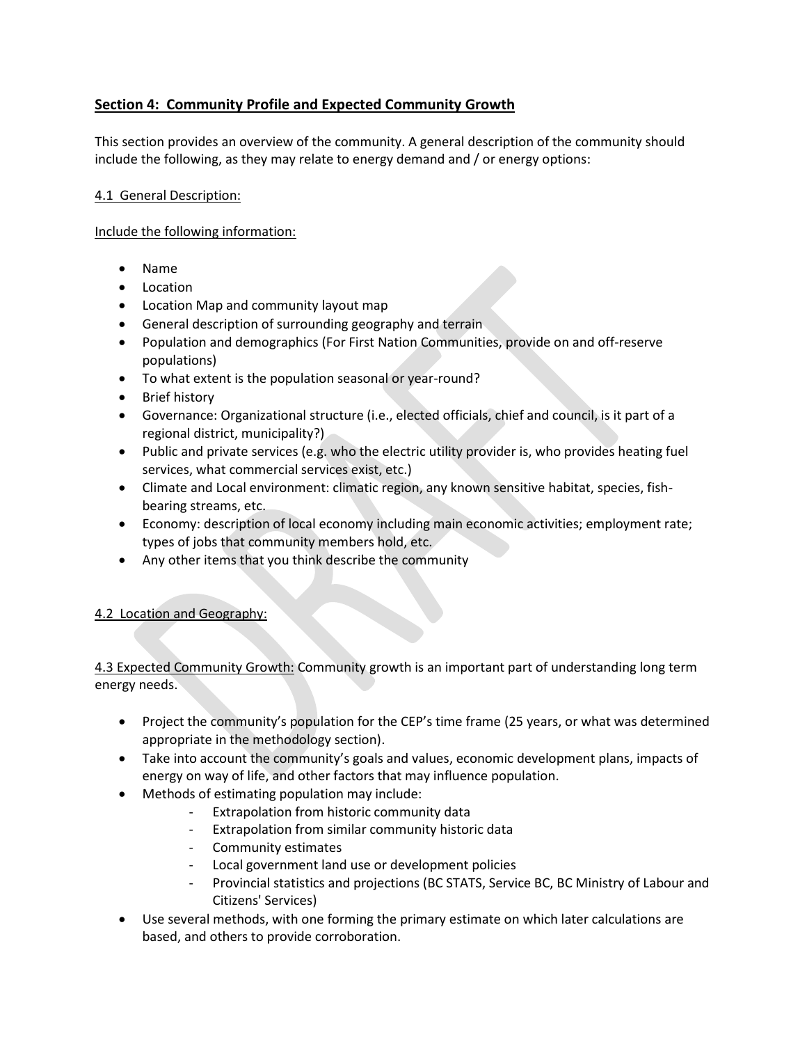## Section 4: Community Profile and Expected Community Growth

This section provides an overview of the community. A general description of the community should include the following, as they may relate to energy demand and / or energy options:

### 4.1 General Description:

Include the following information:

- Name
- Location
- Location Map and community layout map
- General description of surrounding geography and terrain
- Population and demographics (For First Nation Communities, provide on and off-reserve populations)
- To what extent is the population seasonal or year-round?
- Brief history
- Governance: Organizational structure (i.e., elected officials, chief and council, is it part of a regional district, municipality?)
- Public and private services (e.g. who the electric utility provider is, who provides heating fuel services, what commercial services exist, etc.)
- Climate and Local environment: climatic region, any known sensitive habitat, species, fish-bearing streams, etc.
- Economy: description of local economy including main economic activities; employment rate; types of jobs that community members hold, etc.
- Any other items that you think describe the community

### 4.2 Location and Geography:

### 4.3 Expected Community Growth:

Community growth is an important part of understanding long term energy needs.

- Project the community's population for the CEP's time frame (25 years, or what was determined appropriate in the methodology section).
- Take into account the community's goals and values, economic development plans, impacts of energy on way of life, and other factors that may influence population.
- Methods of estimating population may include:
  - Extrapolation from historic community data
  - Extrapolation from similar community historic data
  - Community estimates
  - Local government land use or development policies
  - Provincial statistics and projections (BC STATS, Service BC, BC Ministry of Labour and Citizens' Services)
- Use several methods, with one forming the primary estimate on which later calculations are based, and others to provide corroboration.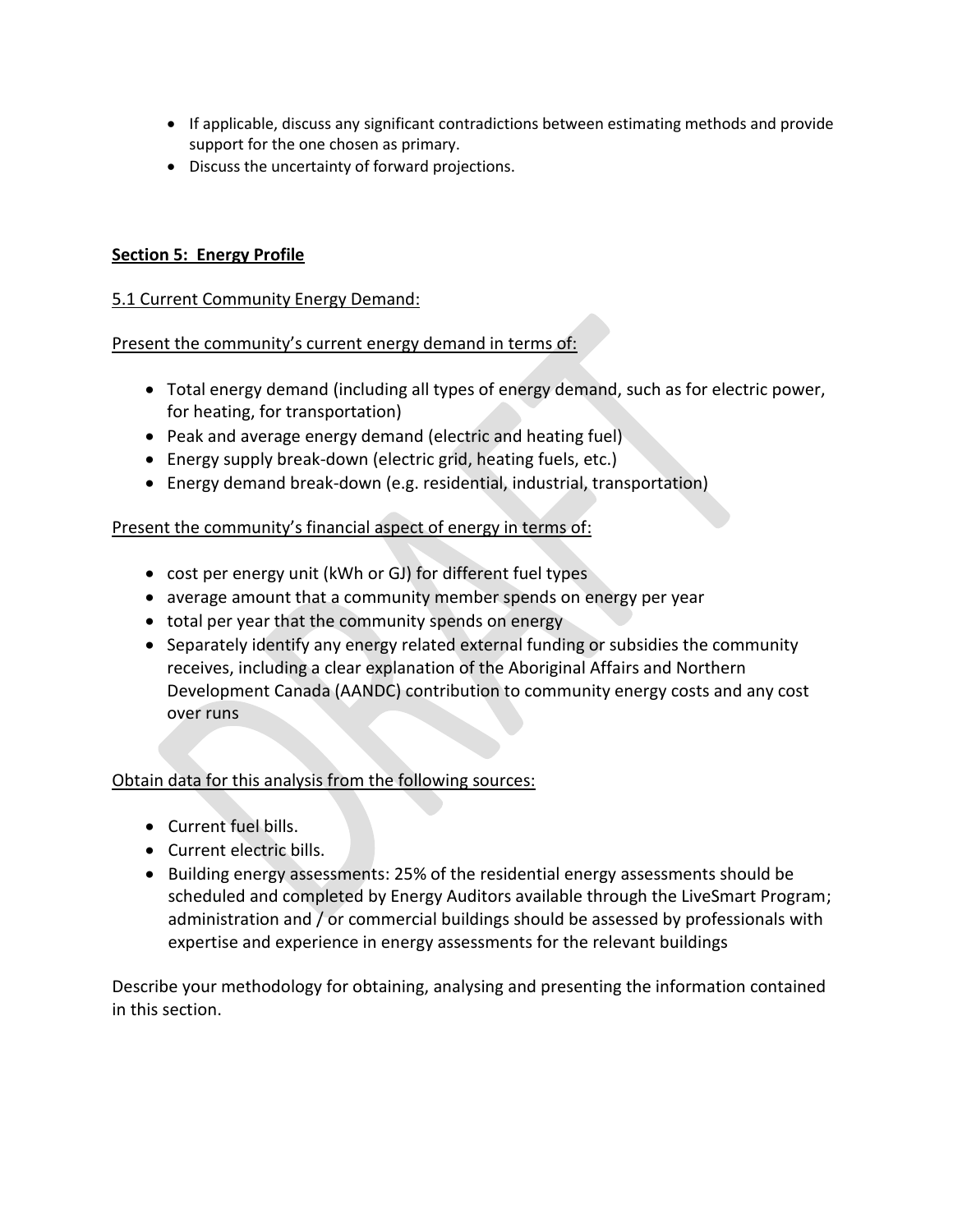- If applicable, discuss any significant contradictions between estimating methods and provide support for the one chosen as primary.
- Discuss the uncertainty of forward projections.

## Section 5: Energy Profile

### 5.1 Current Community Energy Demand:

Present the community's current energy demand in terms of:

- Total energy demand (including all types of energy demand, such as for electric power, for heating, for transportation)
- Peak and average energy demand (electric and heating fuel)
- Energy supply break-down (electric grid, heating fuels, etc.)
- Energy demand break-down (e.g. residential, industrial, transportation)

Present the community's financial aspect of energy in terms of:

- cost per energy unit (kWh or GJ) for different fuel types
- average amount that a community member spends on energy per year
- total per year that the community spends on energy
- Separately identify any energy related external funding or subsidies the community receives, including a clear explanation of the Aboriginal Affairs and Northern Development Canada (AANDC) contribution to community energy costs and any cost over runs

Obtain data for this analysis from the following sources:

- Current fuel bills.
- Current electric bills.
- Building energy assessments: 25% of the residential energy assessments should be scheduled and completed by Energy Auditors available through the LiveSmart Program; administration and / or commercial buildings should be assessed by professionals with expertise and experience in energy assessments for the relevant buildings

Describe your methodology for obtaining, analysing and presenting the information contained in this section.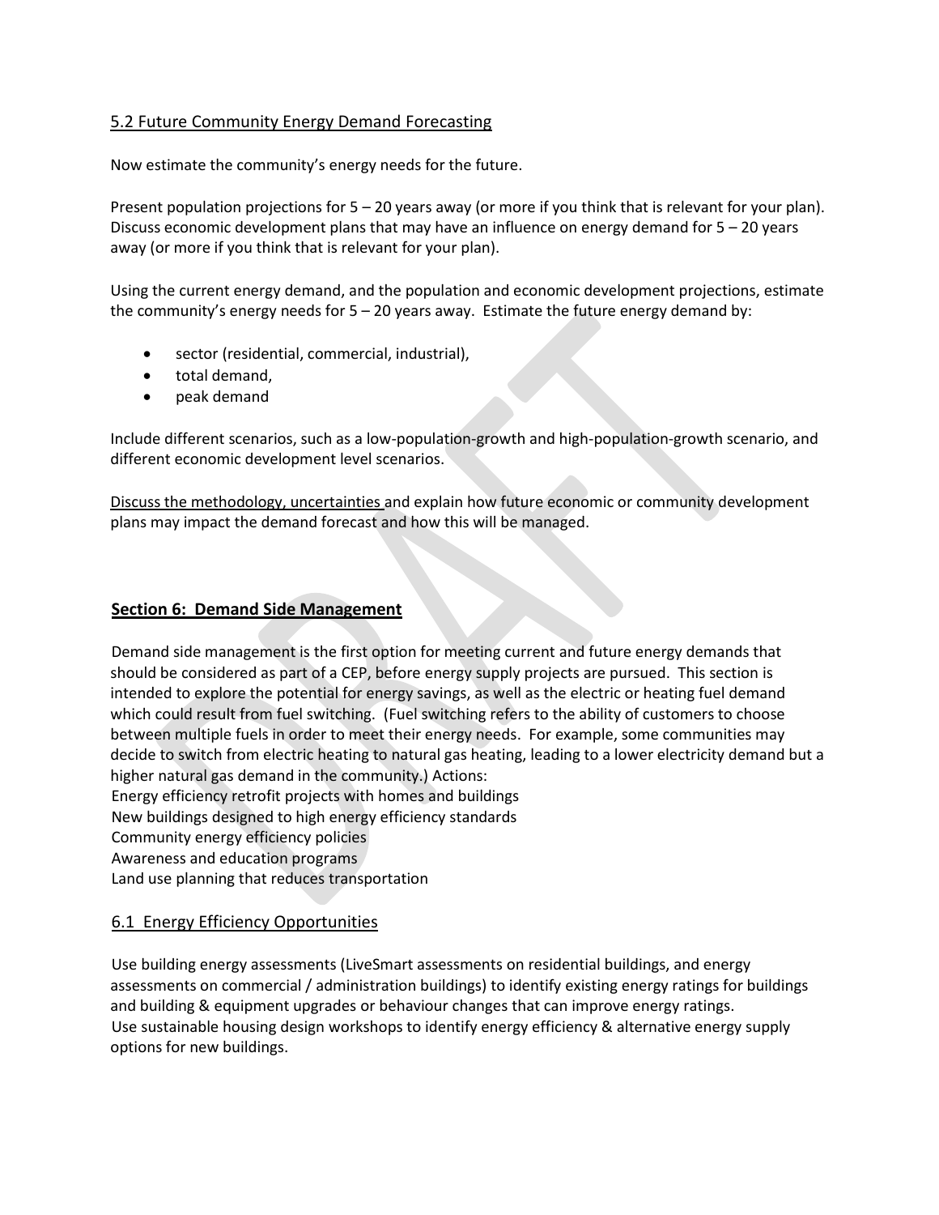## 5.2 Future Community Energy Demand Forecasting

Now estimate the community's energy needs for the future.

Present population projections for 5 – 20 years away (or more if you think that is relevant for your plan). Discuss economic development plans that may have an influence on energy demand for 5 – 20 years away (or more if you think that is relevant for your plan).

Using the current energy demand, and the population and economic development projections, estimate the community's energy needs for 5 – 20 years away. Estimate the future energy demand by:

- sector (residential, commercial, industrial),
- total demand,
- peak demand

Include different scenarios, such as a low-population-growth and high-population-growth scenario, and different economic development level scenarios.

Discuss the methodology, uncertainties and explain how future economic or community development plans may impact the demand forecast and how this will be managed.

# Section 6: Demand Side Management

Demand side management is the first option for meeting current and future energy demands that should be considered as part of a CEP, before energy supply projects are pursued. This section is intended to explore the potential for energy savings, as well as the electric or heating fuel demand which could result from fuel switching. (Fuel switching refers to the ability of customers to choose between multiple fuels in order to meet their energy needs. For example, some communities may decide to switch from electric heating to natural gas heating, leading to a lower electricity demand but a higher natural gas demand in the community.) Actions:
Energy efficiency retrofit projects with homes and buildings
New buildings designed to high energy efficiency standards
Community energy efficiency policies
Awareness and education programs
Land use planning that reduces transportation

## 6.1 Energy Efficiency Opportunities

Use building energy assessments (LiveSmart assessments on residential buildings, and energy assessments on commercial / administration buildings) to identify existing energy ratings for buildings and building & equipment upgrades or behaviour changes that can improve energy ratings.
Use sustainable housing design workshops to identify energy efficiency & alternative energy supply options for new buildings.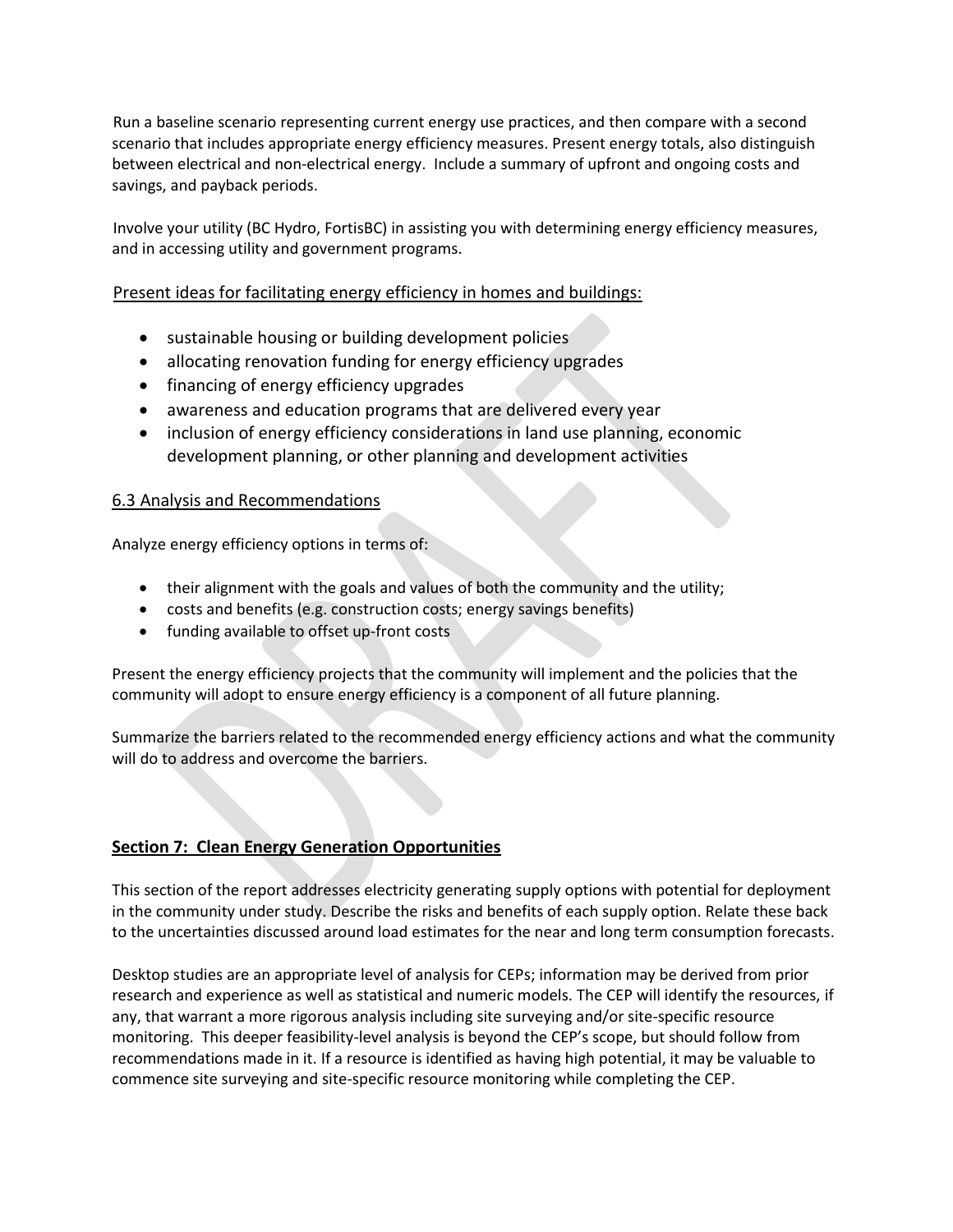Run a baseline scenario representing current energy use practices, and then compare with a second scenario that includes appropriate energy efficiency measures. Present energy totals, also distinguish between electrical and non-electrical energy. Include a summary of upfront and ongoing costs and savings, and payback periods.

Involve your utility (BC Hydro, FortisBC) in assisting you with determining energy efficiency measures, and in accessing utility and government programs.

Present ideas for facilitating energy efficiency in homes and buildings:

- sustainable housing or building development policies
- allocating renovation funding for energy efficiency upgrades
- financing of energy efficiency upgrades
- awareness and education programs that are delivered every year
- inclusion of energy efficiency considerations in land use planning, economic development planning, or other planning and development activities

### 6.3 Analysis and Recommendations

Analyze energy efficiency options in terms of:

- their alignment with the goals and values of both the community and the utility;
- costs and benefits (e.g. construction costs; energy savings benefits)
- funding available to offset up-front costs

Present the energy efficiency projects that the community will implement and the policies that the community will adopt to ensure energy efficiency is a component of all future planning.

Summarize the barriers related to the recommended energy efficiency actions and what the community will do to address and overcome the barriers.

## Section 7: Clean Energy Generation Opportunities

This section of the report addresses electricity generating supply options with potential for deployment in the community under study. Describe the risks and benefits of each supply option. Relate these back to the uncertainties discussed around load estimates for the near and long term consumption forecasts.

Desktop studies are an appropriate level of analysis for CEPs; information may be derived from prior research and experience as well as statistical and numeric models. The CEP will identify the resources, if any, that warrant a more rigorous analysis including site surveying and/or site-specific resource monitoring. This deeper feasibility-level analysis is beyond the CEP's scope, but should follow from recommendations made in it. If a resource is identified as having high potential, it may be valuable to commence site surveying and site-specific resource monitoring while completing the CEP.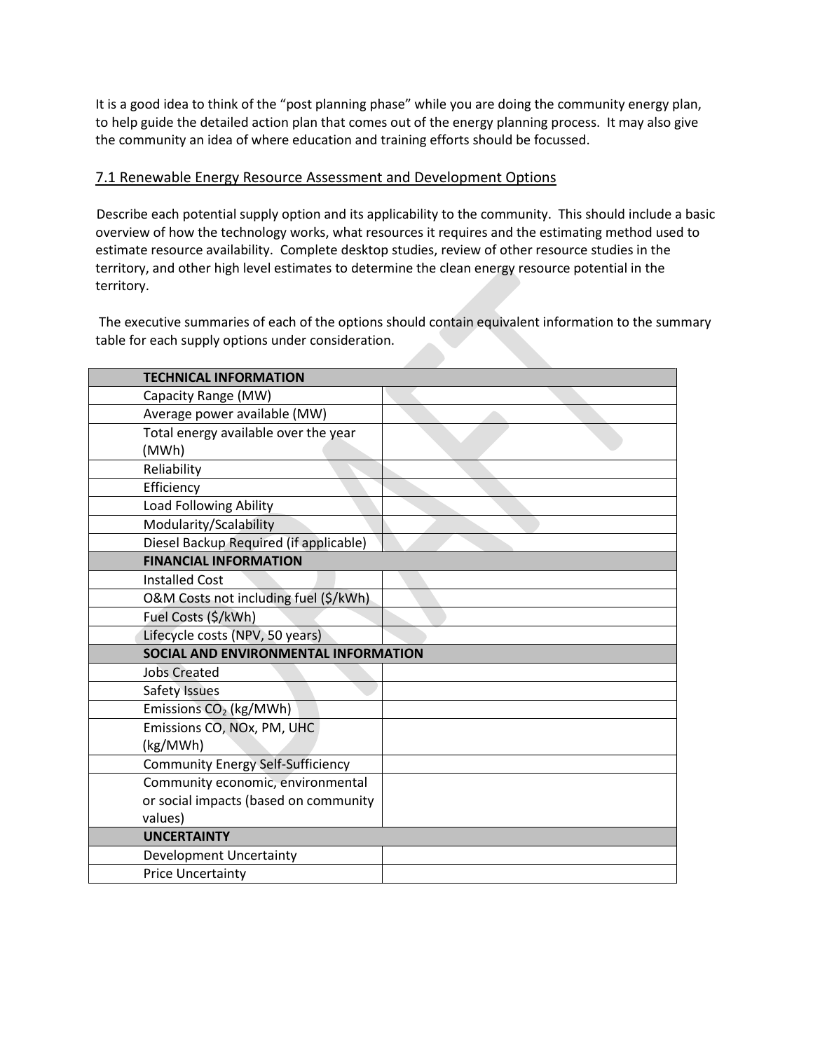It is a good idea to think of the "post planning phase" while you are doing the community energy plan, to help guide the detailed action plan that comes out of the energy planning process. It may also give the community an idea of where education and training efforts should be focussed.

## 7.1 Renewable Energy Resource Assessment and Development Options

Describe each potential supply option and its applicability to the community. This should include a basic overview of how the technology works, what resources it requires and the estimating method used to estimate resource availability. Complete desktop studies, review of other resource studies in the territory, and other high level estimates to determine the clean energy resource potential in the territory.

The executive summaries of each of the options should contain equivalent information to the summary table for each supply options under consideration.

| **TECHNICAL INFORMATION** | |
|---|---|
| Capacity Range (MW) | |
| Average power available (MW) | |
| Total energy available over the year (MWh) | |
| Reliability | |
| Efficiency | |
| Load Following Ability | |
| Modularity/Scalability | |
| Diesel Backup Required (if applicable) | |
| **FINANCIAL INFORMATION** | |
| Installed Cost | |
| O&M Costs not including fuel ($/kWh) | |
| Fuel Costs ($/kWh) | |
| Lifecycle costs (NPV, 50 years) | |
| **SOCIAL AND ENVIRONMENTAL INFORMATION** | |
| Jobs Created | |
| Safety Issues | |
| Emissions $CO_2$ (kg/MWh) | |
| Emissions CO, NOx, PM, UHC (kg/MWh) | |
| Community Energy Self-Sufficiency | |
| Community economic, environmental or social impacts (based on community values) | |
| **UNCERTAINTY** | |
| Development Uncertainty | |
| Price Uncertainty | |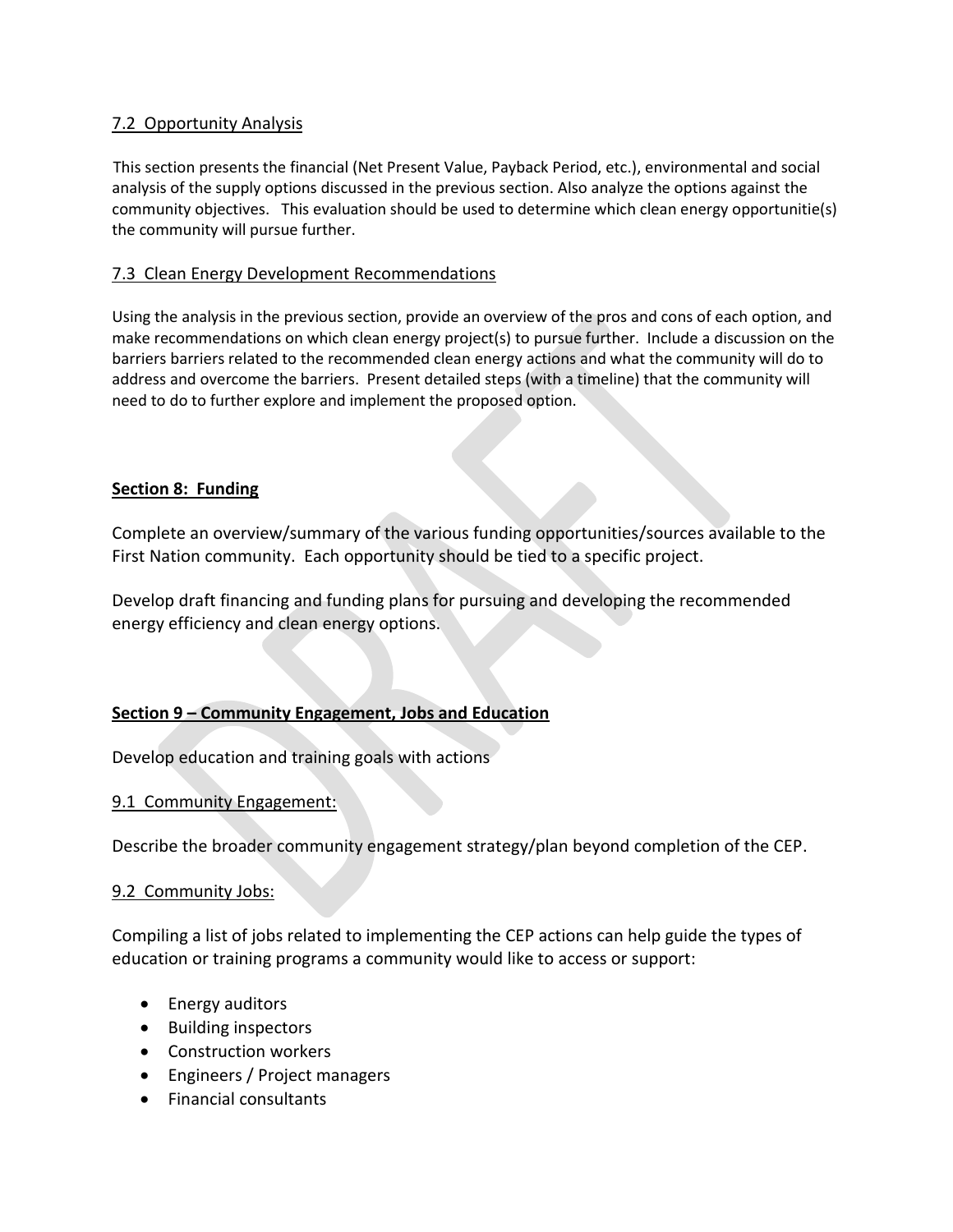### 7.2 Opportunity Analysis

This section presents the financial (Net Present Value, Payback Period, etc.), environmental and social analysis of the supply options discussed in the previous section. Also analyze the options against the community objectives. This evaluation should be used to determine which clean energy opportunitie(s) the community will pursue further.

### 7.3 Clean Energy Development Recommendations

Using the analysis in the previous section, provide an overview of the pros and cons of each option, and make recommendations on which clean energy project(s) to pursue further. Include a discussion on the barriers barriers related to the recommended clean energy actions and what the community will do to address and overcome the barriers. Present detailed steps (with a timeline) that the community will need to do to further explore and implement the proposed option.

## Section 8: Funding

Complete an overview/summary of the various funding opportunities/sources available to the First Nation community. Each opportunity should be tied to a specific project.

Develop draft financing and funding plans for pursuing and developing the recommended energy efficiency and clean energy options.

## Section 9 – Community Engagement, Jobs and Education

Develop education and training goals with actions

### 9.1 Community Engagement:

Describe the broader community engagement strategy/plan beyond completion of the CEP.

### 9.2 Community Jobs:

Compiling a list of jobs related to implementing the CEP actions can help guide the types of education or training programs a community would like to access or support:

- Energy auditors
- Building inspectors
- Construction workers
- Engineers / Project managers
- Financial consultants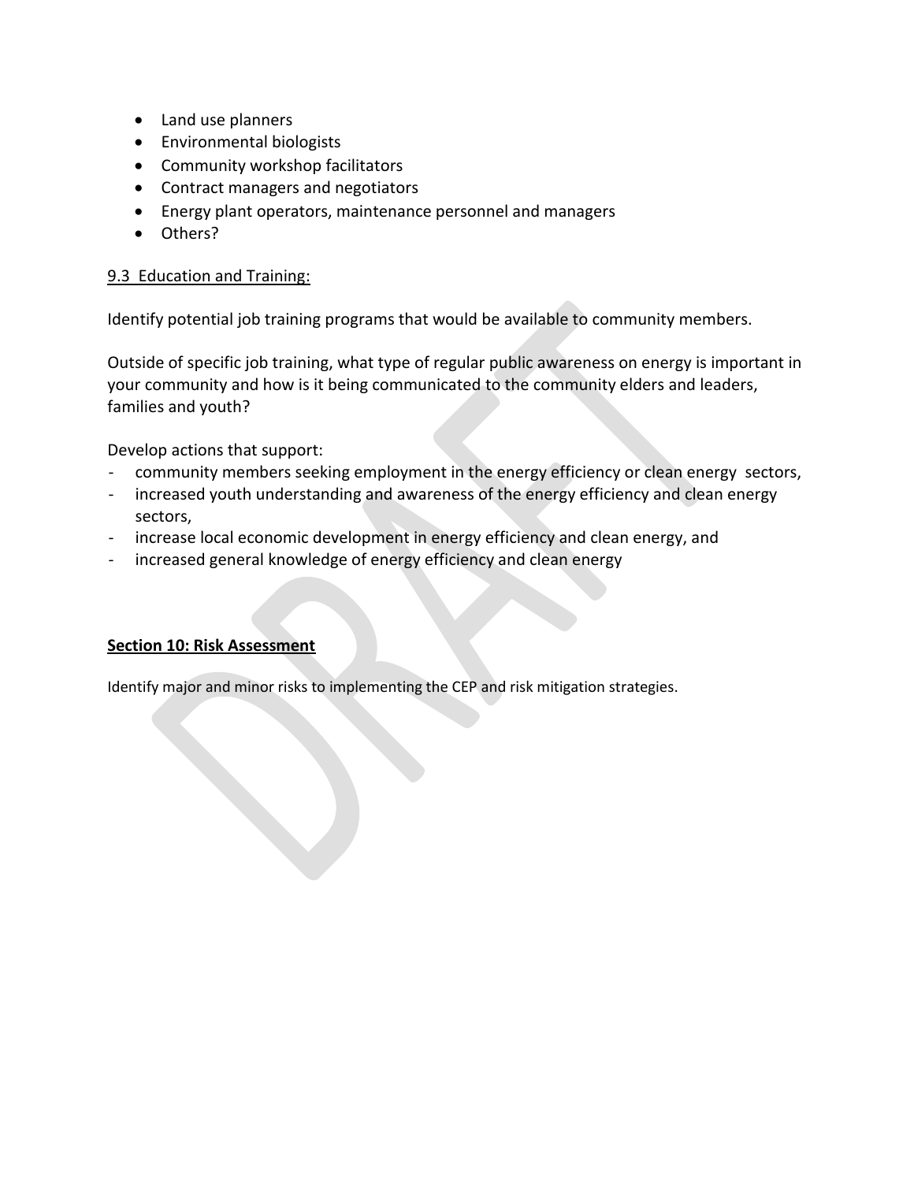- Land use planners
- Environmental biologists
- Community workshop facilitators
- Contract managers and negotiators
- Energy plant operators, maintenance personnel and managers
- Others?

### 9.3 Education and Training:

Identify potential job training programs that would be available to community members.

Outside of specific job training, what type of regular public awareness on energy is important in your community and how is it being communicated to the community elders and leaders, families and youth?

Develop actions that support:

- community members seeking employment in the energy efficiency or clean energy sectors,
- increased youth understanding and awareness of the energy efficiency and clean energy sectors,
- increase local economic development in energy efficiency and clean energy, and
- increased general knowledge of energy efficiency and clean energy

## Section 10: Risk Assessment

Identify major and minor risks to implementing the CEP and risk mitigation strategies.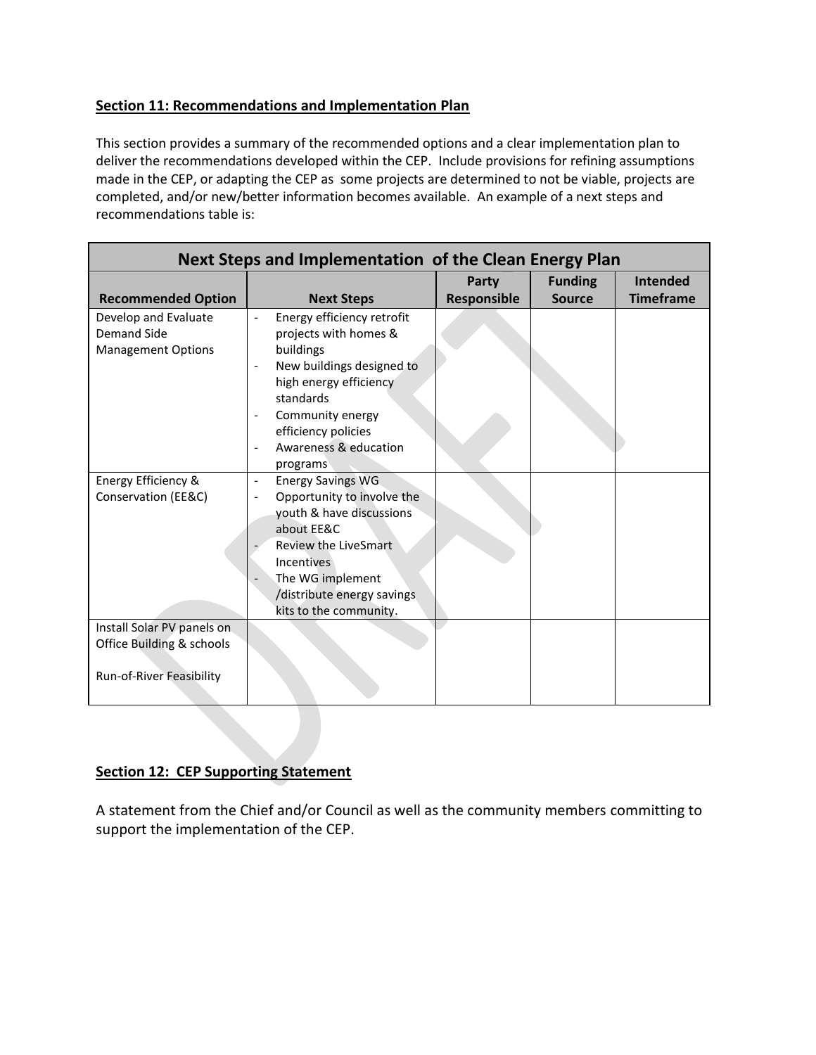**Section 11: Recommendations and Implementation Plan**

This section provides a summary of the recommended options and a clear implementation plan to deliver the recommendations developed within the CEP. Include provisions for refining assumptions made in the CEP, or adapting the CEP as some projects are determined to not be viable, projects are completed, and/or new/better information becomes available. An example of a next steps and recommendations table is:

| Next Steps and Implementation of the Clean Energy Plan | | | | |
|---|---|---|---|---|
| **Recommended Option** | **Next Steps** | **Party Responsible** | **Funding Source** | **Intended Timeframe** |
| Develop and Evaluate Demand Side Management Options | - Energy efficiency retrofit projects with homes & buildings<br>- New buildings designed to high energy efficiency standards<br>- Community energy efficiency policies<br>- Awareness & education programs | | | |
| Energy Efficiency & Conservation (EE&C) | - Energy Savings WG<br>- Opportunity to involve the youth & have discussions about EE&C<br>- Review the LiveSmart Incentives<br>- The WG implement /distribute energy savings kits to the community. | | | |
| Install Solar PV panels on Office Building & schools<br><br>Run-of-River Feasibility | | | | |

**Section 12: CEP Supporting Statement**

A statement from the Chief and/or Council as well as the community members committing to support the implementation of the CEP.